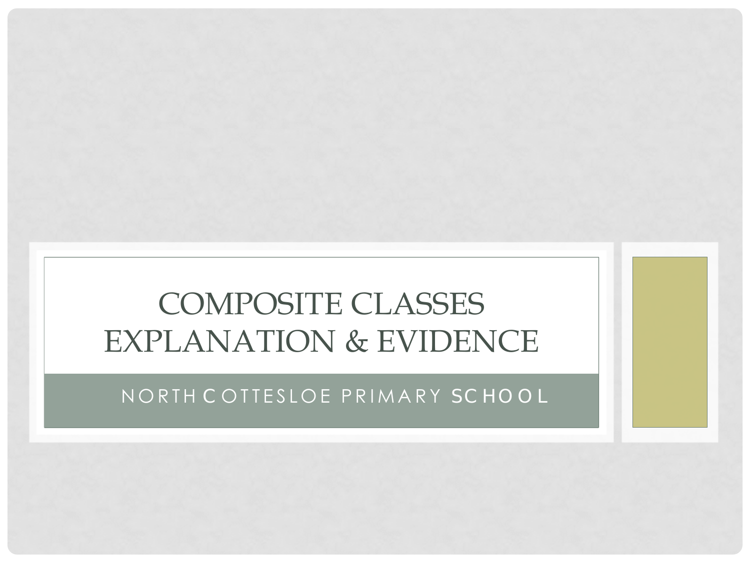# COMPOSITE CLASSES EXPLANATION & EVIDENCE

NORTH COTTESLOE PRIMARY SCHOOL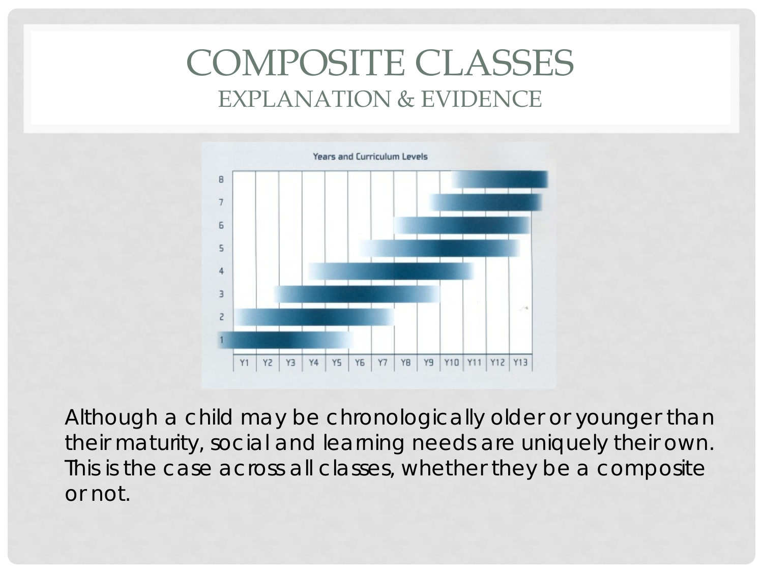# COMPOSITE CLASSES

## EXPLANATION & EVIDENCE

Years and Curriculum Levels

8
7
6
5
4
3
2
1

Y1 Y2 Y3 Y4 Y5 Y6 Y7 Y8 Y9 Y10 Y11 Y12 Y13

Although a child may be chronologically older or younger than their maturity, social and learning needs are uniquely their own. This is the case across all classes, whether they be a composite or not.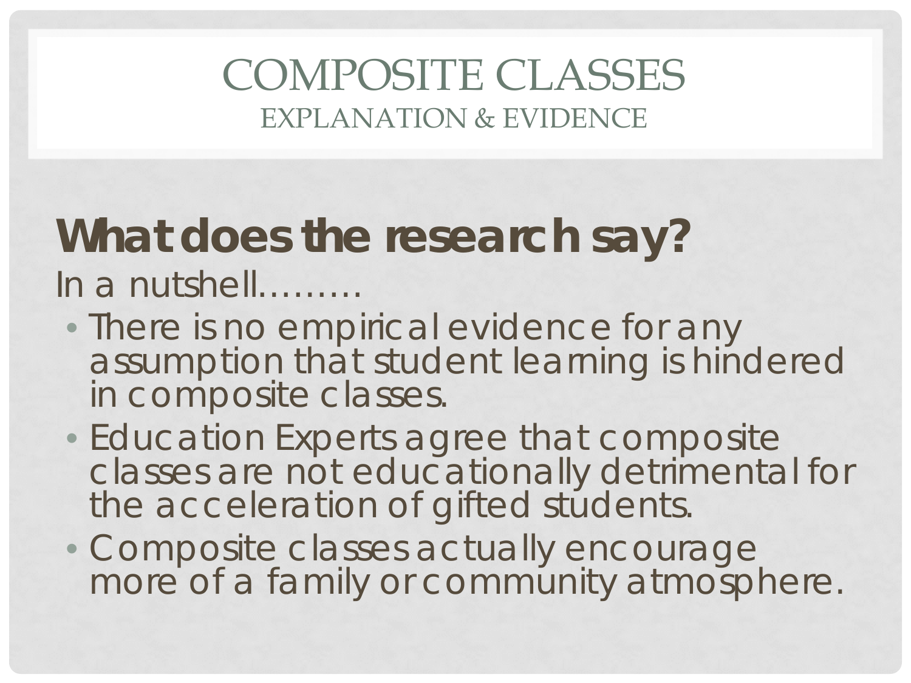# COMPOSITE CLASSES

## EXPLANATION & EVIDENCE

**What does the research say?**

In a nutshell.........

- There is no empirical evidence for any assumption that student learning is hindered in composite classes.
- Education Experts agree that composite classes are not educationally detrimental for the acceleration of gifted students.
- Composite classes actually encourage more of a family or community atmosphere.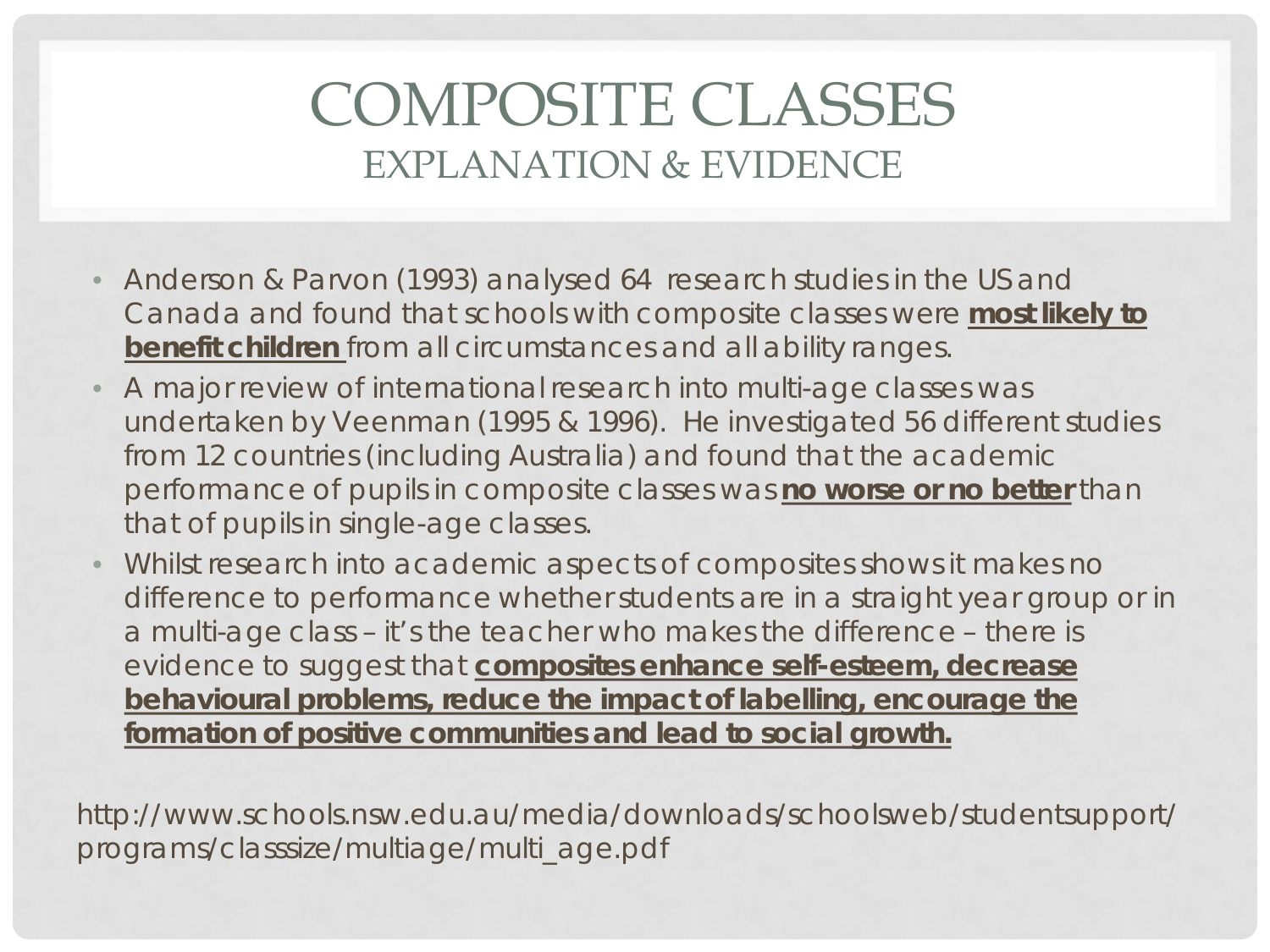# COMPOSITE CLASSES

## EXPLANATION & EVIDENCE

- Anderson & Parvon (1993) analysed 64 research studies in the US and Canada and found that schools with composite classes were **most likely to benefit children** from all circumstances and all ability ranges.
- A major review of international research into multi-age classes was undertaken by Veenman (1995 & 1996). He investigated 56 different studies from 12 countries (including Australia) and found that the academic performance of pupils in composite classes was **no worse or no better** than that of pupils in single-age classes.
- Whilst research into academic aspects of composites shows it makes no difference to performance whether students are in a straight year group or in a multi-age class – it's the teacher who makes the difference – there is evidence to suggest that **composites enhance self-esteem, decrease behavioural problems, reduce the impact of labelling, encourage the formation of positive communities and lead to social growth.**

http://www.schools.nsw.edu.au/media/downloads/schoolsweb/studentsupport/programs/classsize/multiage/multi_age.pdf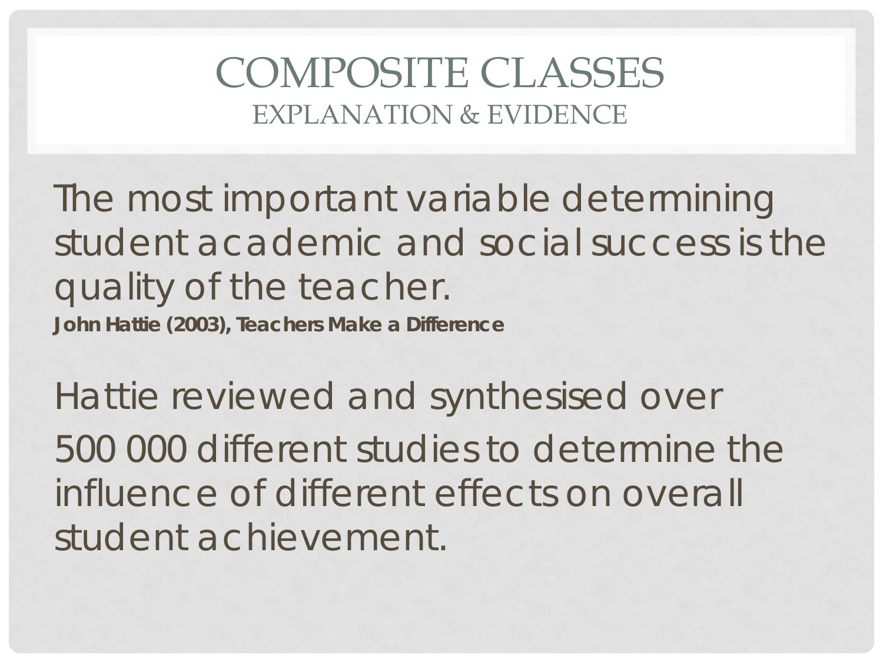# COMPOSITE CLASSES

## EXPLANATION & EVIDENCE

The most important variable determining student academic and social success is the quality of the teacher.

**John Hattie (2003), Teachers Make a Difference**

Hattie reviewed and synthesised over 500 000 different studies to determine the influence of different effects on overall student achievement.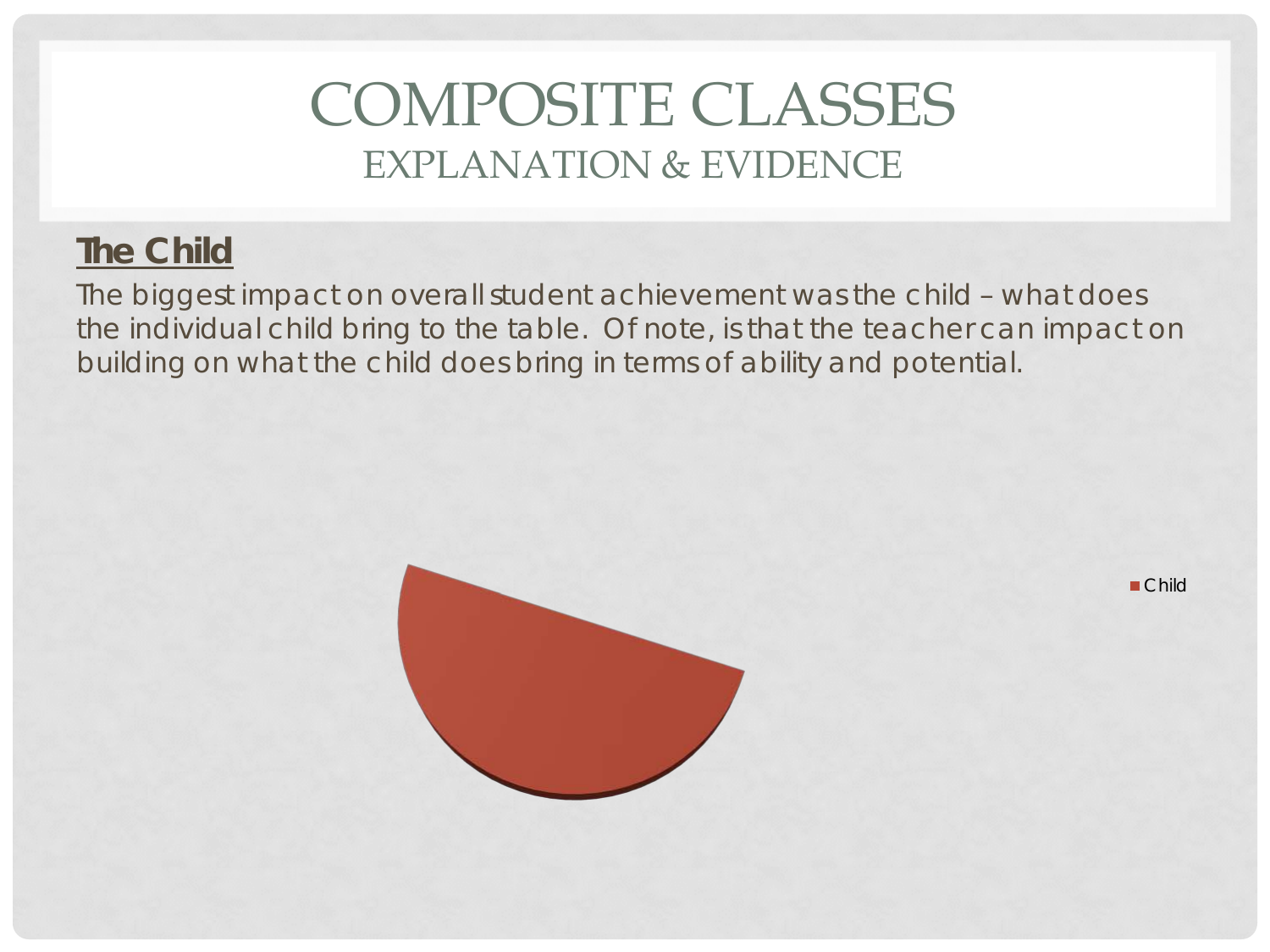# COMPOSITE CLASSES

## EXPLANATION & EVIDENCE

**The Child**

The biggest impact on overall student achievement was the child – what does the individual child bring to the table. Of note, is that the teacher can impact on building on what the child does bring in terms of ability and potential.

Child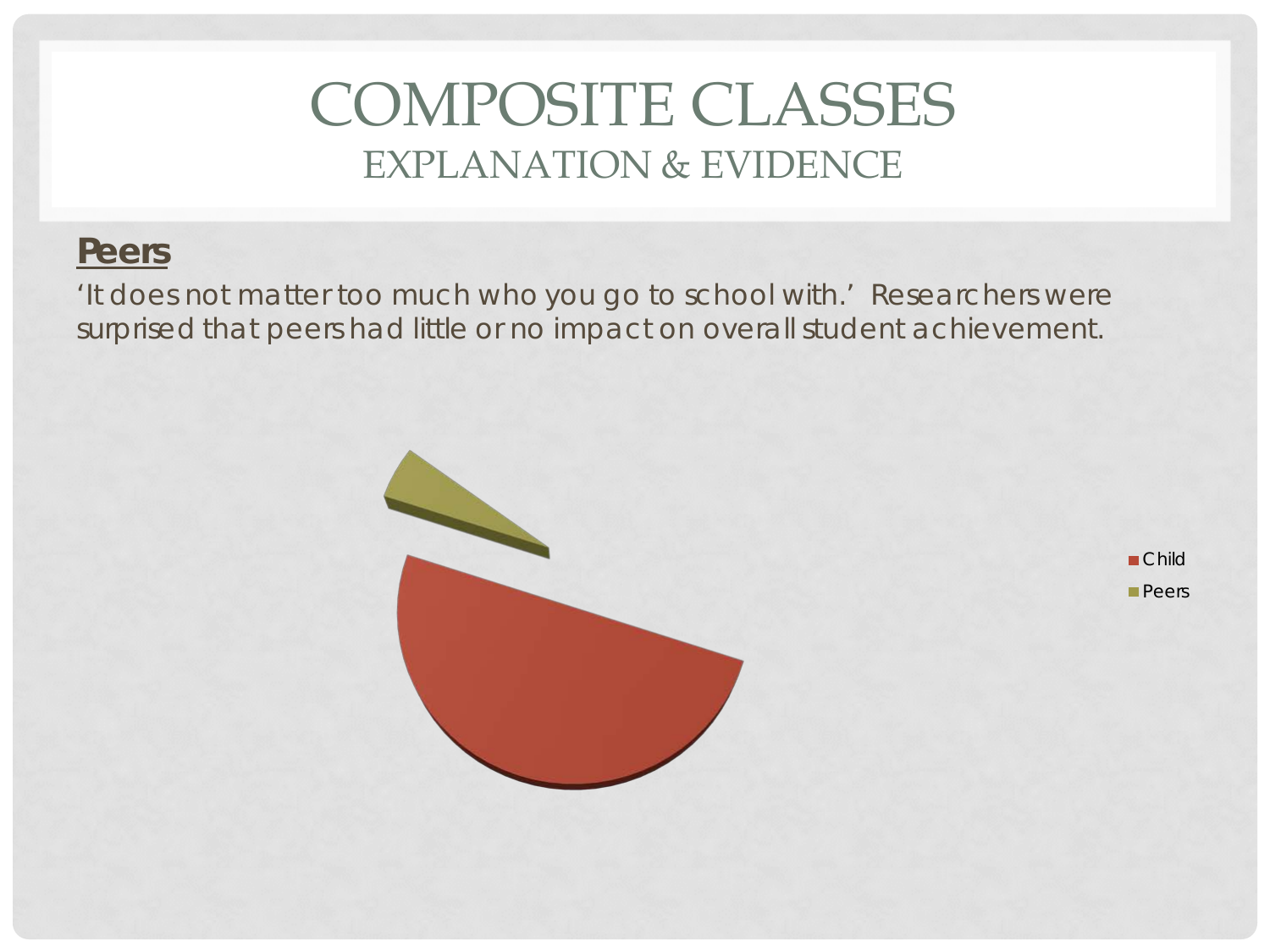# COMPOSITE CLASSES
## EXPLANATION & EVIDENCE

**Peers**

'It does not matter too much who you go to school with.' Researchers were surprised that peers had little or no impact on overall student achievement.

Child
Peers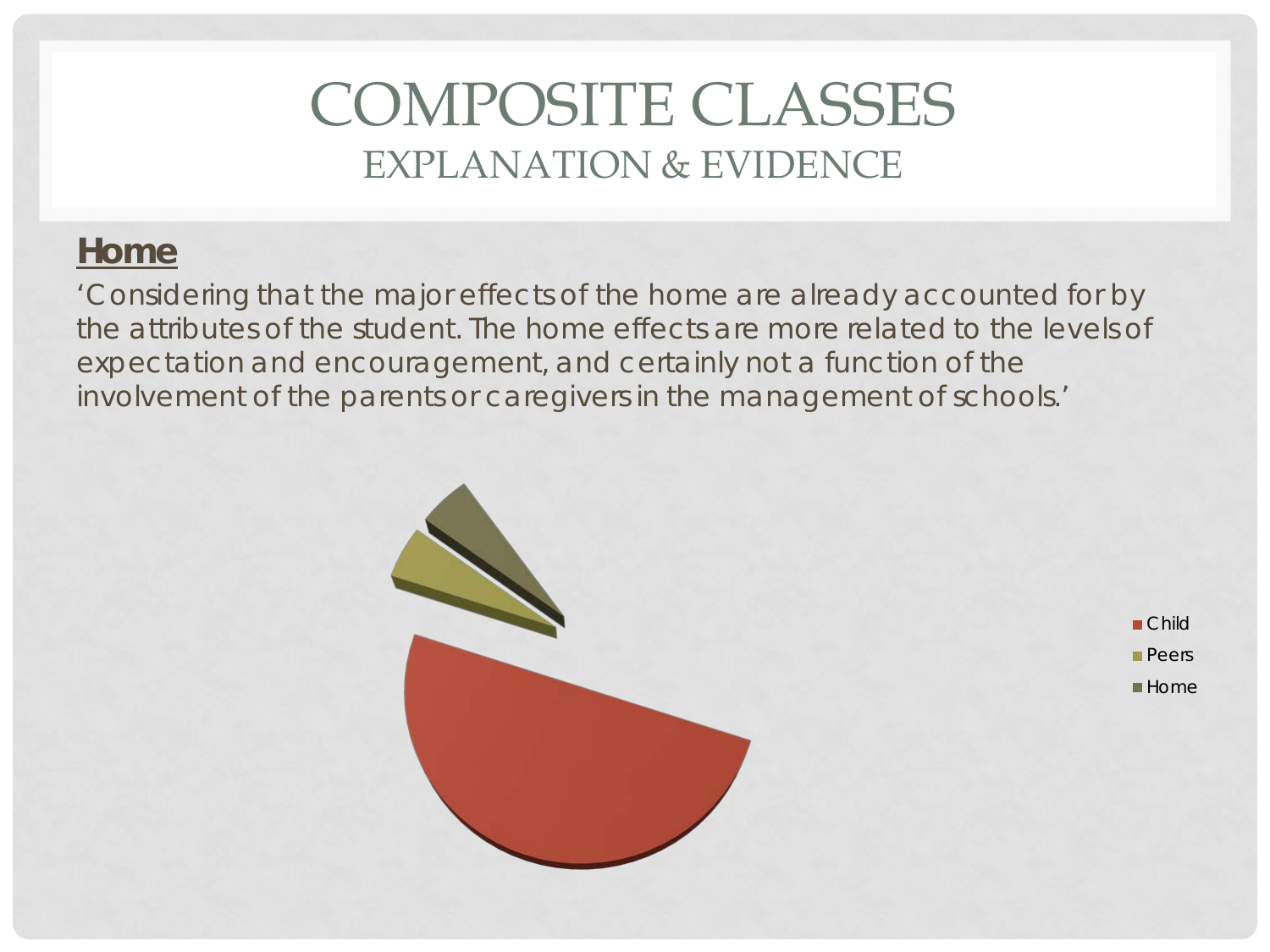# COMPOSITE CLASSES

## EXPLANATION & EVIDENCE

**Home**

'Considering that the major effects of the home are already accounted for by the attributes of the student. The home effects are more related to the levels of expectation and encouragement, and certainly not a function of the involvement of the parents or caregivers in the management of schools.'

Child

Peers

Home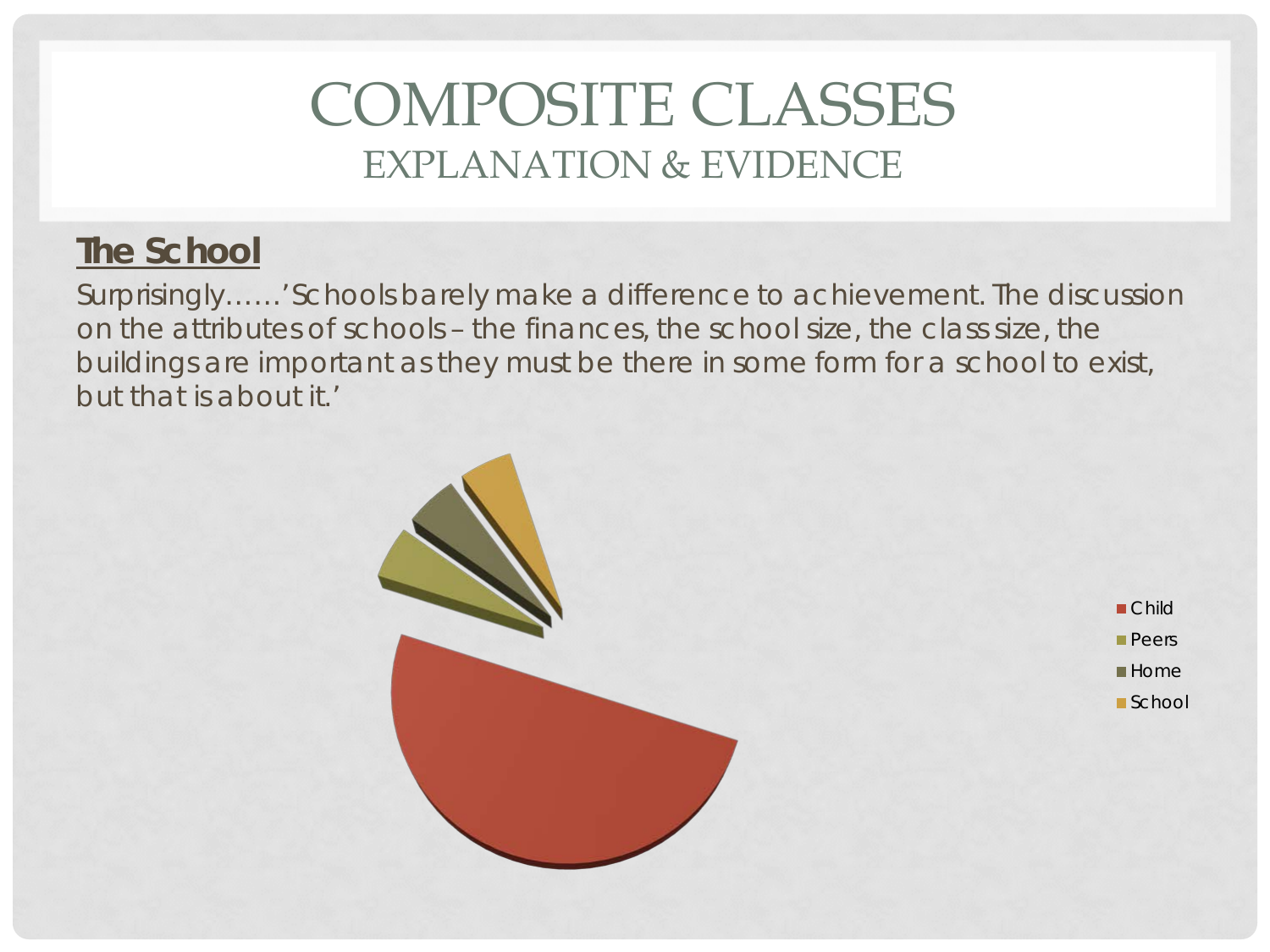# COMPOSITE CLASSES
## EXPLANATION & EVIDENCE

**The School**

Surprisingly……'Schools barely make a difference to achievement. The discussion on the attributes of schools – the finances, the school size, the class size, the buildings are important as they must be there in some form for a school to exist, but that is about it.'

Child
Peers
Home
School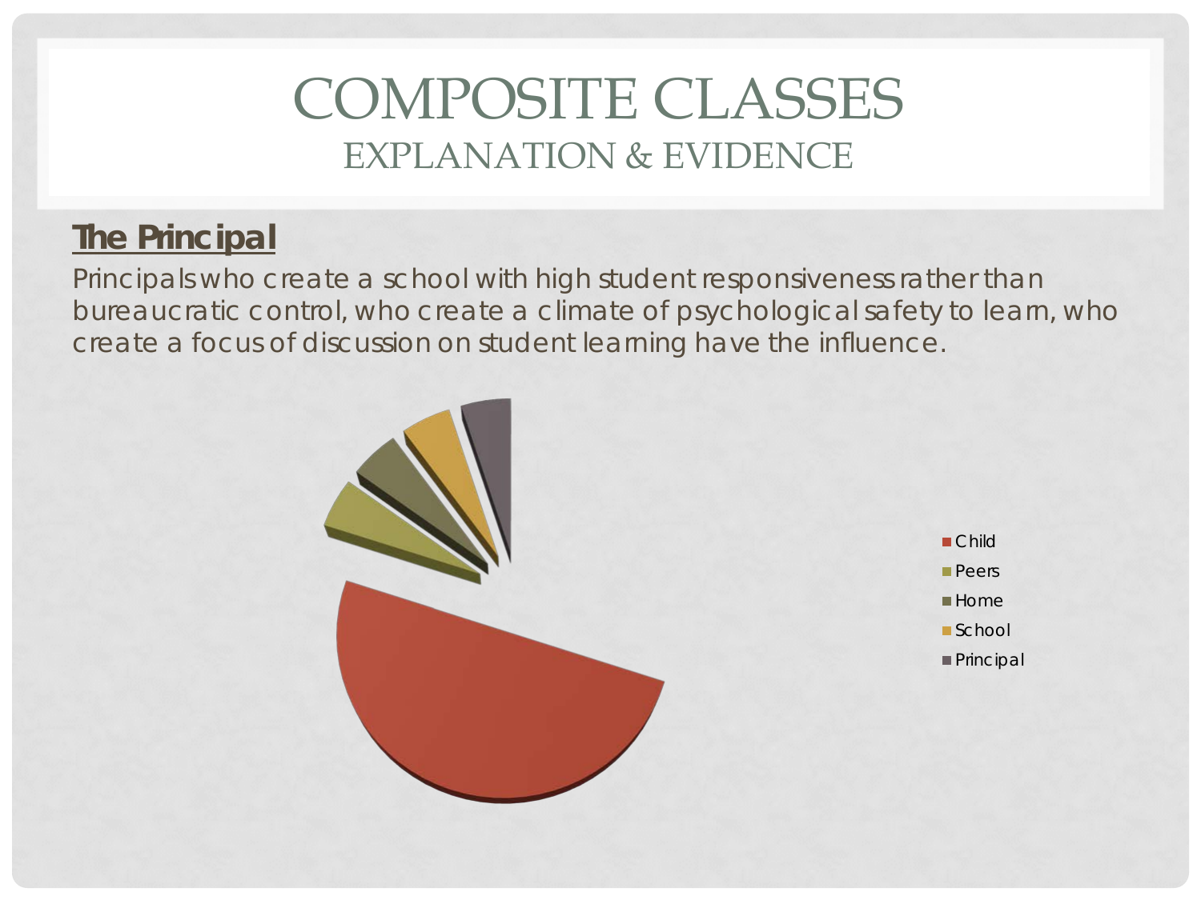# COMPOSITE CLASSES
## EXPLANATION & EVIDENCE

**The Principal**

Principals who create a school with high student responsiveness rather than bureaucratic control, who create a climate of psychological safety to learn, who create a focus of discussion on student learning have the influence.

Child
Peers
Home
School
Principal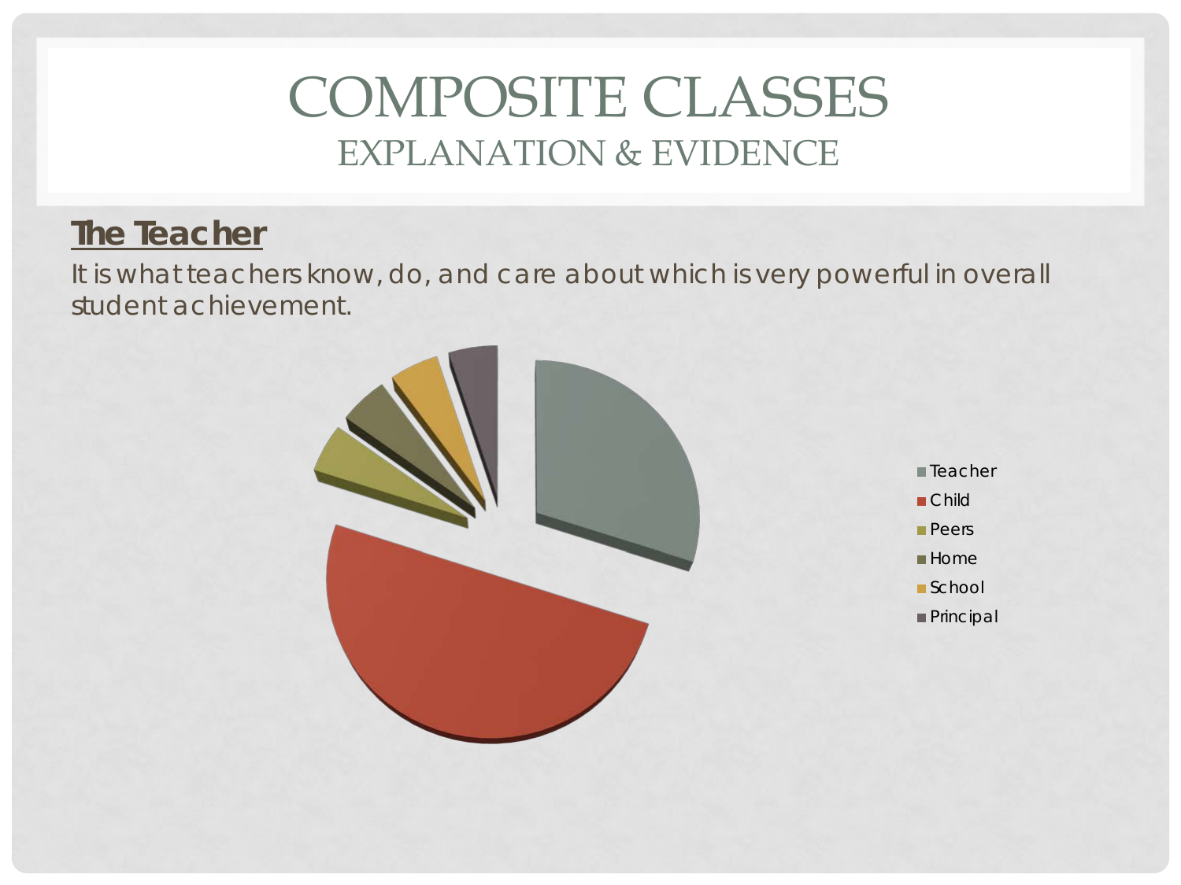# COMPOSITE CLASSES

## EXPLANATION & EVIDENCE

**The Teacher**

It is what teachers know, do, and care about which is very powerful in overall student achievement.

Teacher
Child
Peers
Home
School
Principal